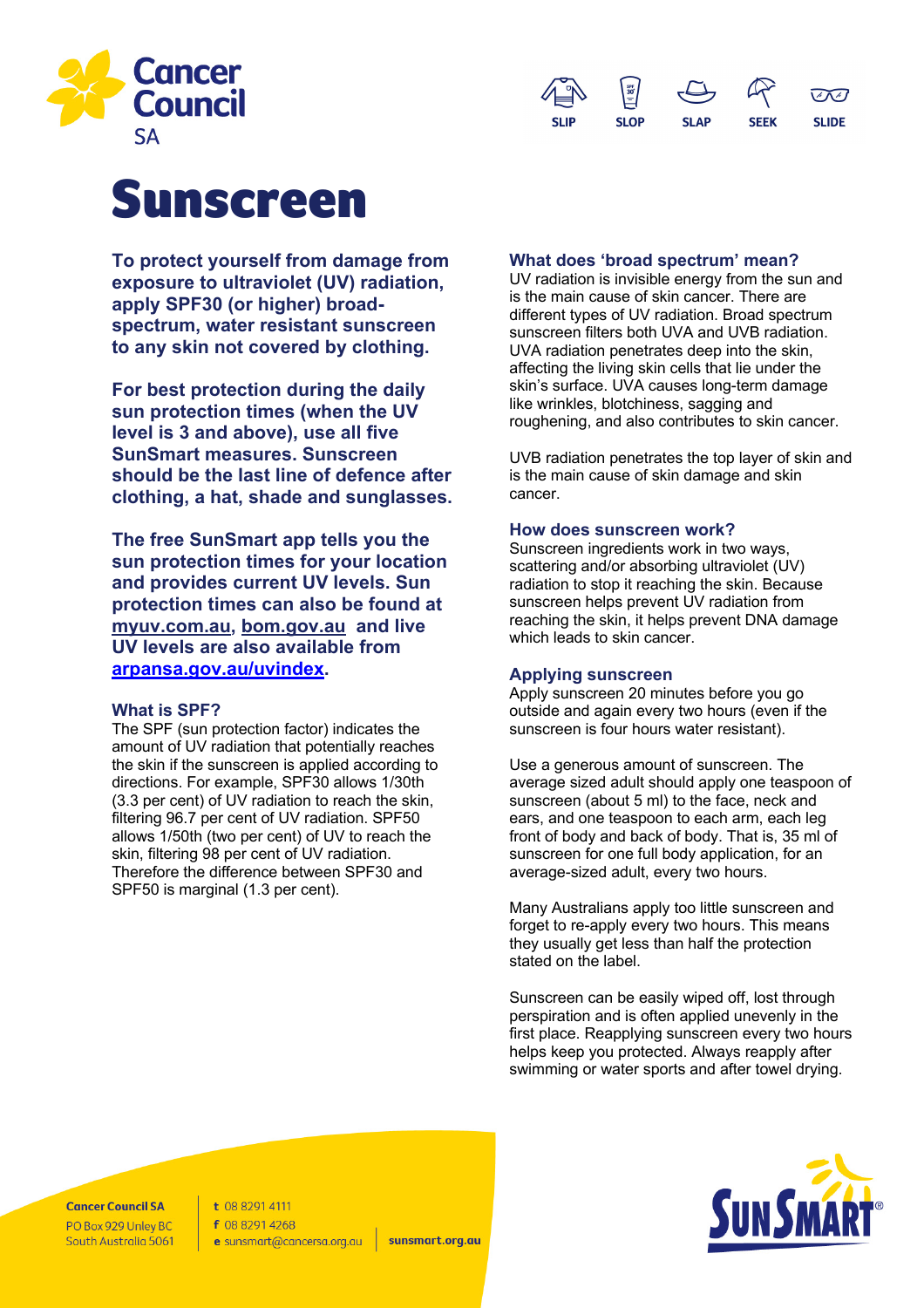Cancer Council SA

SLIP SLOP SLAP SEEK SLIDE

# Sunscreen

**To protect yourself from damage from exposure to ultraviolet (UV) radiation, apply SPF30 (or higher) broad-spectrum, water resistant sunscreen to any skin not covered by clothing.**

**For best protection during the daily sun protection times (when the UV level is 3 and above), use all five SunSmart measures. Sunscreen should be the last line of defence after clothing, a hat, shade and sunglasses.**

**The free SunSmart app tells you the sun protection times for your location and provides current UV levels. Sun protection times can also be found at myuv.com.au, bom.gov.au and live UV levels are also available from arpansa.gov.au/uvindex.**

### What is SPF?

The SPF (sun protection factor) indicates the amount of UV radiation that potentially reaches the skin if the sunscreen is applied according to directions. For example, SPF30 allows 1/30th (3.3 per cent) of UV radiation to reach the skin, filtering 96.7 per cent of UV radiation. SPF50 allows 1/50th (two per cent) of UV to reach the skin, filtering 98 per cent of UV radiation. Therefore the difference between SPF30 and SPF50 is marginal (1.3 per cent).

### What does 'broad spectrum' mean?

UV radiation is invisible energy from the sun and is the main cause of skin cancer. There are different types of UV radiation. Broad spectrum sunscreen filters both UVA and UVB radiation. UVA radiation penetrates deep into the skin, affecting the living skin cells that lie under the skin's surface. UVA causes long-term damage like wrinkles, blotchiness, sagging and roughening, and also contributes to skin cancer.

UVB radiation penetrates the top layer of skin and is the main cause of skin damage and skin cancer.

### How does sunscreen work?

Sunscreen ingredients work in two ways, scattering and/or absorbing ultraviolet (UV) radiation to stop it reaching the skin. Because sunscreen helps prevent UV radiation from reaching the skin, it helps prevent DNA damage which leads to skin cancer.

### Applying sunscreen

Apply sunscreen 20 minutes before you go outside and again every two hours (even if the sunscreen is four hours water resistant).

Use a generous amount of sunscreen. The average sized adult should apply one teaspoon of sunscreen (about 5 ml) to the face, neck and ears, and one teaspoon to each arm, each leg front of body and back of body. That is, 35 ml of sunscreen for one full body application, for an average-sized adult, every two hours.

Many Australians apply too little sunscreen and forget to re-apply every two hours. This means they usually get less than half the protection stated on the label.

Sunscreen can be easily wiped off, lost through perspiration and is often applied unevenly in the first place. Reapplying sunscreen every two hours helps keep you protected. Always reapply after swimming or water sports and after towel drying.

**Cancer Council SA**
PO Box 929 Unley BC
South Australia 5061

t 08 8291 4111
f 08 8291 4268
e sunsmart@cancersa.org.au

**sunsmart.org.au**

SunSmart®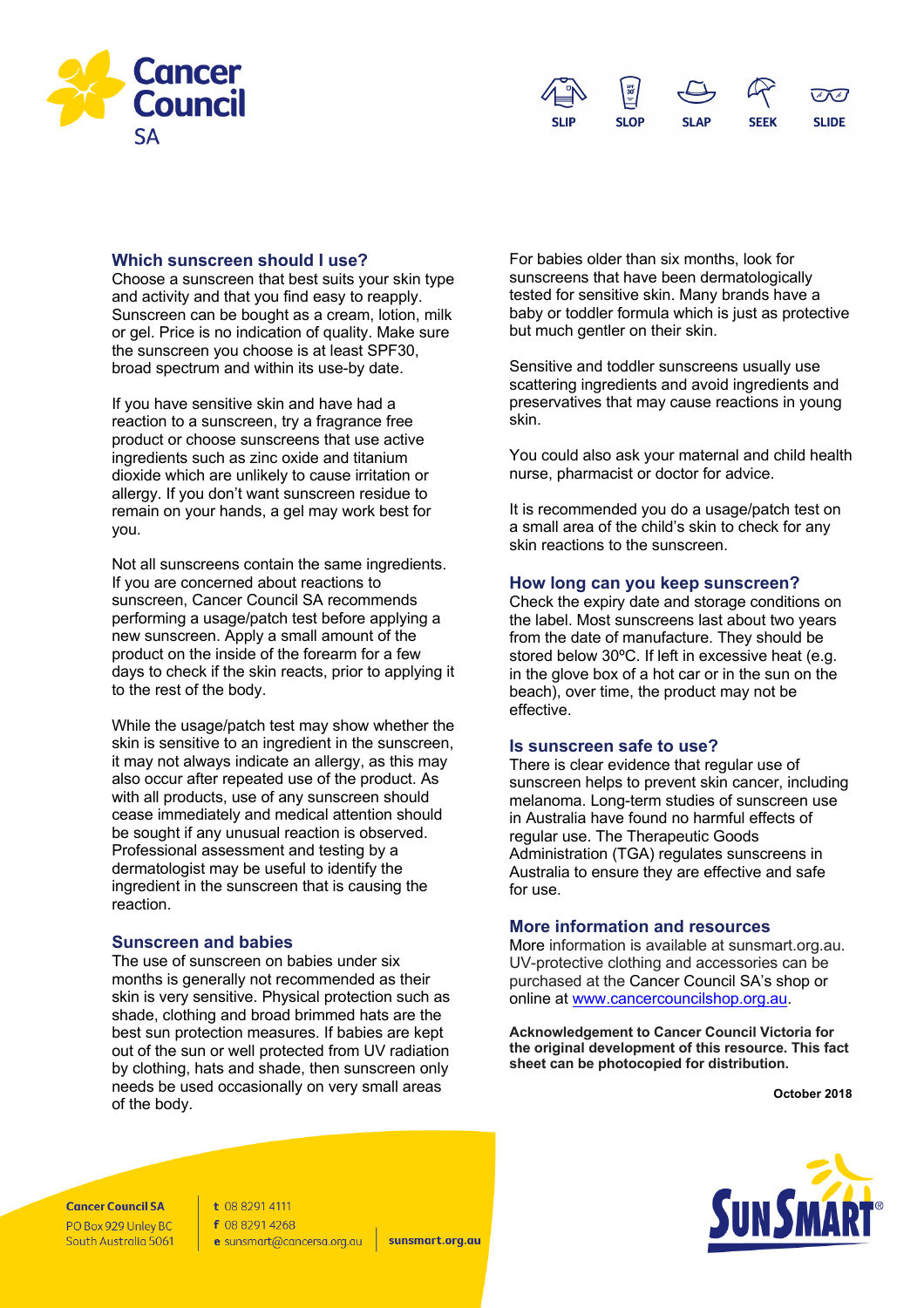## Which sunscreen should I use?

Choose a sunscreen that best suits your skin type and activity and that you find easy to reapply. Sunscreen can be bought as a cream, lotion, milk or gel. Price is no indication of quality. Make sure the sunscreen you choose is at least SPF30, broad spectrum and within its use-by date.

If you have sensitive skin and have had a reaction to a sunscreen, try a fragrance free product or choose sunscreens that use active ingredients such as zinc oxide and titanium dioxide which are unlikely to cause irritation or allergy. If you don't want sunscreen residue to remain on your hands, a gel may work best for you.

Not all sunscreens contain the same ingredients. If you are concerned about reactions to sunscreen, Cancer Council SA recommends performing a usage/patch test before applying a new sunscreen. Apply a small amount of the product on the inside of the forearm for a few days to check if the skin reacts, prior to applying it to the rest of the body.

While the usage/patch test may show whether the skin is sensitive to an ingredient in the sunscreen, it may not always indicate an allergy, as this may also occur after repeated use of the product. As with all products, use of any sunscreen should cease immediately and medical attention should be sought if any unusual reaction is observed. Professional assessment and testing by a dermatologist may be useful to identify the ingredient in the sunscreen that is causing the reaction.

## Sunscreen and babies

The use of sunscreen on babies under six months is generally not recommended as their skin is very sensitive. Physical protection such as shade, clothing and broad brimmed hats are the best sun protection measures. If babies are kept out of the sun or well protected from UV radiation by clothing, hats and shade, then sunscreen only needs be used occasionally on very small areas of the body.

For babies older than six months, look for sunscreens that have been dermatologically tested for sensitive skin. Many brands have a baby or toddler formula which is just as protective but much gentler on their skin.

Sensitive and toddler sunscreens usually use scattering ingredients and avoid ingredients and preservatives that may cause reactions in young skin.

You could also ask your maternal and child health nurse, pharmacist or doctor for advice.

It is recommended you do a usage/patch test on a small area of the child's skin to check for any skin reactions to the sunscreen.

## How long can you keep sunscreen?

Check the expiry date and storage conditions on the label. Most sunscreens last about two years from the date of manufacture. They should be stored below 30ºC. If left in excessive heat (e.g. in the glove box of a hot car or in the sun on the beach), over time, the product may not be effective.

## Is sunscreen safe to use?

There is clear evidence that regular use of sunscreen helps to prevent skin cancer, including melanoma. Long-term studies of sunscreen use in Australia have found no harmful effects of regular use. The Therapeutic Goods Administration (TGA) regulates sunscreens in Australia to ensure they are effective and safe for use.

## More information and resources

More information is available at sunsmart.org.au. UV-protective clothing and accessories can be purchased at the Cancer Council SA's shop or online at www.cancercouncilshop.org.au.

**Acknowledgement to Cancer Council Victoria for the original development of this resource. This fact sheet can be photocopied for distribution.**

**October 2018**

**Cancer Council SA**
PO Box 929 Unley BC
South Australia 5061

**t** 08 8291 4111
**f** 08 8291 4268
**e** sunsmart@cancersa.org.au

**sunsmart.org.au**